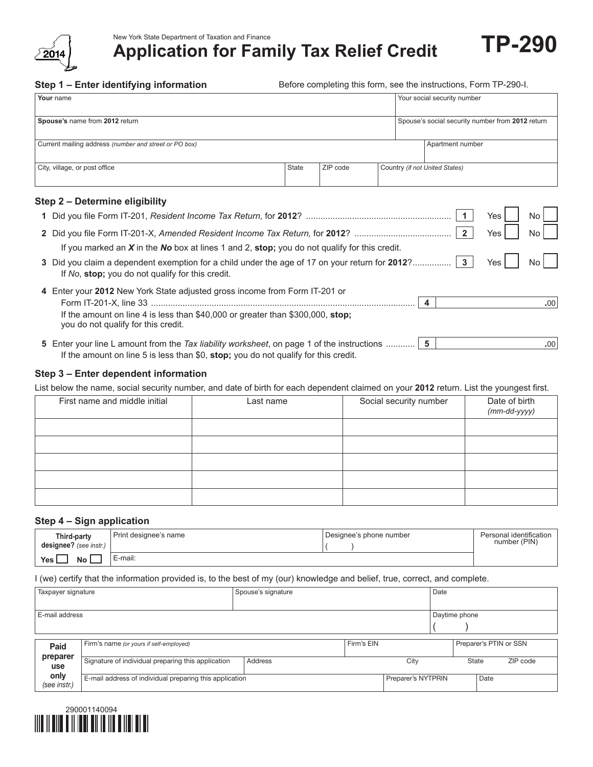New York State Department of Taxation and Finance

2014

# Application for Family Tax Relief Credit

# TP-290

### Step 1 – Enter identifying information

Before completing this form, see the instructions, Form TP-290-I.

| **Your** name | | | Your social security number |
|---|---|---|---|
| **Spouse's** name from **2012** return | | | Spouse's social security number from **2012** return |
| Current mailing address *(number and street or PO box)* | | | Apartment number |
| City, village, or post office | State | ZIP code | Country *(if not United States)* |

### Step 2 – Determine eligibility

**1** Did you file Form IT-201, *Resident Income Tax Return,* for **2012**? .......... **1** Yes ☐ No ☐

**2** Did you file Form IT-201-X, *Amended Resident Income Tax Return,* for **2012**? .......... **2** Yes ☐ No ☐

If you marked an ***X*** in the ***No*** box at lines 1 and 2, **stop;** you do not qualify for this credit.

**3** Did you claim a dependent exemption for a child under the age of 17 on your return for **2012**? .......... **3** Yes ☐ No ☐

If *No*, **stop;** you do not qualify for this credit.

**4** Enter your **2012** New York State adjusted gross income from Form IT-201 or Form IT-201-X, line 33 .......... **4** ______ .00

If the amount on line 4 is less than $40,000 or greater than $300,000, **stop;** you do not qualify for this credit.

**5** Enter your line L amount from the *Tax liability worksheet*, on page 1 of the instructions .......... **5** ______ .00

If the amount on line 5 is less than $0, **stop;** you do not qualify for this credit.

### Step 3 – Enter dependent information

List below the name, social security number, and date of birth for each dependent claimed on your **2012** return. List the youngest first.

| First name and middle initial | Last name | Social security number | Date of birth *(mm-dd-yyyy)* |
|---|---|---|---|
| | | | |
| | | | |
| | | | |
| | | | |
| | | | |

### Step 4 – Sign application

| Third-party designee? *(see instr.)* Yes ☐ No ☐ | Print designee's name | Designee's phone number ( ) | Personal identification number (PIN) |
|---|---|---|---|
| | E-mail: | | |

I (we) certify that the information provided is, to the best of my (our) knowledge and belief, true, correct, and complete.

| Taxpayer signature | Spouse's signature | Date |
|---|---|---|
| E-mail address | | Daytime phone ( ) |

| Paid preparer use only *(see instr.)* | Firm's name *(or yours if self-employed)* | | Firm's EIN | Preparer's PTIN or SSN | |
|---|---|---|---|---|---|
| | Signature of individual preparing this application | Address | City | State | ZIP code |
| | E-mail address of individual preparing this application | | Preparer's NYTPRIN | Date | |

290001140094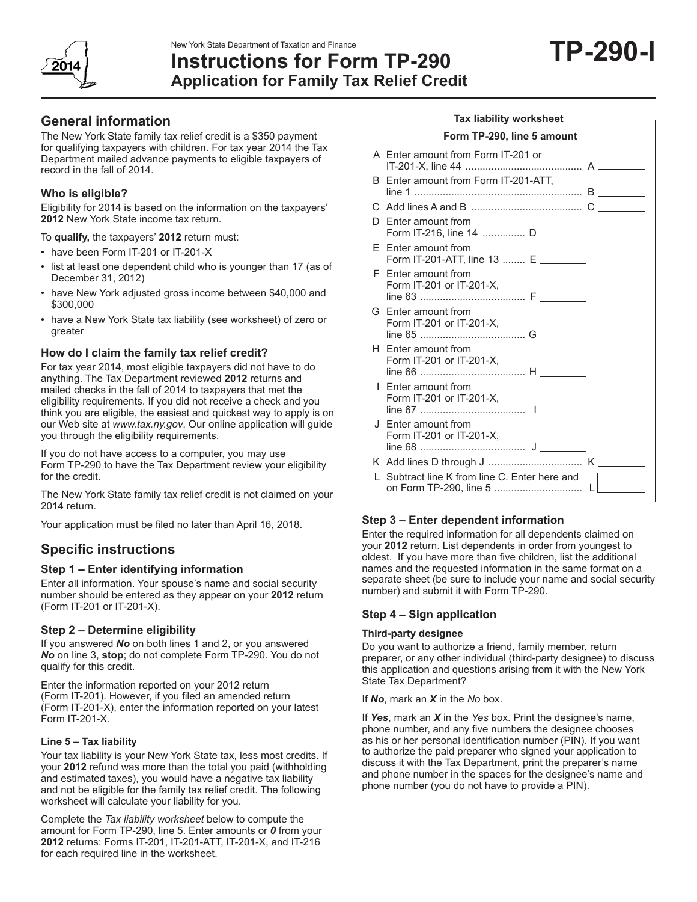New York State Department of Taxation and Finance

# Instructions for Form TP-290
## Application for Family Tax Relief Credit

**TP-290-I**

2014

## General information

The New York State family tax relief credit is a $350 payment for qualifying taxpayers with children. For tax year 2014 the Tax Department mailed advance payments to eligible taxpayers of record in the fall of 2014.

### Who is eligible?

Eligibility for 2014 is based on the information on the taxpayers' **2012** New York State income tax return.

To **qualify,** the taxpayers' **2012** return must:

- have been Form IT-201 or IT-201-X
- list at least one dependent child who is younger than 17 (as of December 31, 2012)
- have New York adjusted gross income between $40,000 and $300,000
- have a New York State tax liability (see worksheet) of zero or greater

### How do I claim the family tax relief credit?

For tax year 2014, most eligible taxpayers did not have to do anything. The Tax Department reviewed **2012** returns and mailed checks in the fall of 2014 to taxpayers that met the eligibility requirements. If you did not receive a check and you think you are eligible, the easiest and quickest way to apply is on our Web site at *www.tax.ny.gov*. Our online application will guide you through the eligibility requirements.

If you do not have access to a computer, you may use Form TP-290 to have the Tax Department review your eligibility for the credit.

The New York State family tax relief credit is not claimed on your 2014 return.

Your application must be filed no later than April 16, 2018.

## Specific instructions

### Step 1 – Enter identifying information

Enter all information. Your spouse's name and social security number should be entered as they appear on your **2012** return (Form IT-201 or IT-201-X).

### Step 2 – Determine eligibility

If you answered ***No*** on both lines 1 and 2, or you answered ***No*** on line 3, **stop**; do not complete Form TP-290. You do not qualify for this credit.

Enter the information reported on your 2012 return (Form IT-201). However, if you filed an amended return (Form IT-201-X), enter the information reported on your latest Form IT-201-X.

#### Line 5 – Tax liability

Your tax liability is your New York State tax, less most credits. If your **2012** refund was more than the total you paid (withholding and estimated taxes), you would have a negative tax liability and not be eligible for the family tax relief credit. The following worksheet will calculate your liability for you.

Complete the *Tax liability worksheet* below to compute the amount for Form TP-290, line 5. Enter amounts or ***0*** from your **2012** returns: Forms IT-201, IT-201-ATT, IT-201-X, and IT-216 for each required line in the worksheet.

**Tax liability worksheet**

**Form TP-290, line 5 amount**

| | | | |
|---|---|---|---|
| A | Enter amount from Form IT-201 or IT-201-X, line 44 | | A ______ |
| B | Enter amount from Form IT-201-ATT, line 1 | | B ______ |
| C | Add lines A and B | | C ______ |
| D | Enter amount from Form IT-216, line 14 | D ______ | |
| E | Enter amount from Form IT-201-ATT, line 13 | E ______ | |
| F | Enter amount from Form IT-201 or IT-201-X, line 63 | F ______ | |
| G | Enter amount from Form IT-201 or IT-201-X, line 65 | G ______ | |
| H | Enter amount from Form IT-201 or IT-201-X, line 66 | H ______ | |
| I | Enter amount from Form IT-201 or IT-201-X, line 67 | I ______ | |
| J | Enter amount from Form IT-201 or IT-201-X, line 68 | J ______ | |
| K | Add lines D through J | | K ______ |
| L | Subtract line K from line C. Enter here and on Form TP-290, line 5 | | L ______ |

### Step 3 – Enter dependent information

Enter the required information for all dependents claimed on your **2012** return. List dependents in order from youngest to oldest. If you have more than five children, list the additional names and the requested information in the same format on a separate sheet (be sure to include your name and social security number) and submit it with Form TP-290.

### Step 4 – Sign application

#### Third-party designee

Do you want to authorize a friend, family member, return preparer, or any other individual (third-party designee) to discuss this application and questions arising from it with the New York State Tax Department?

If ***No***, mark an ***X*** in the *No* box.

If ***Yes***, mark an ***X*** in the *Yes* box. Print the designee's name, phone number, and any five numbers the designee chooses as his or her personal identification number (PIN). If you want to authorize the paid preparer who signed your application to discuss it with the Tax Department, print the preparer's name and phone number in the spaces for the designee's name and phone number (you do not have to provide a PIN).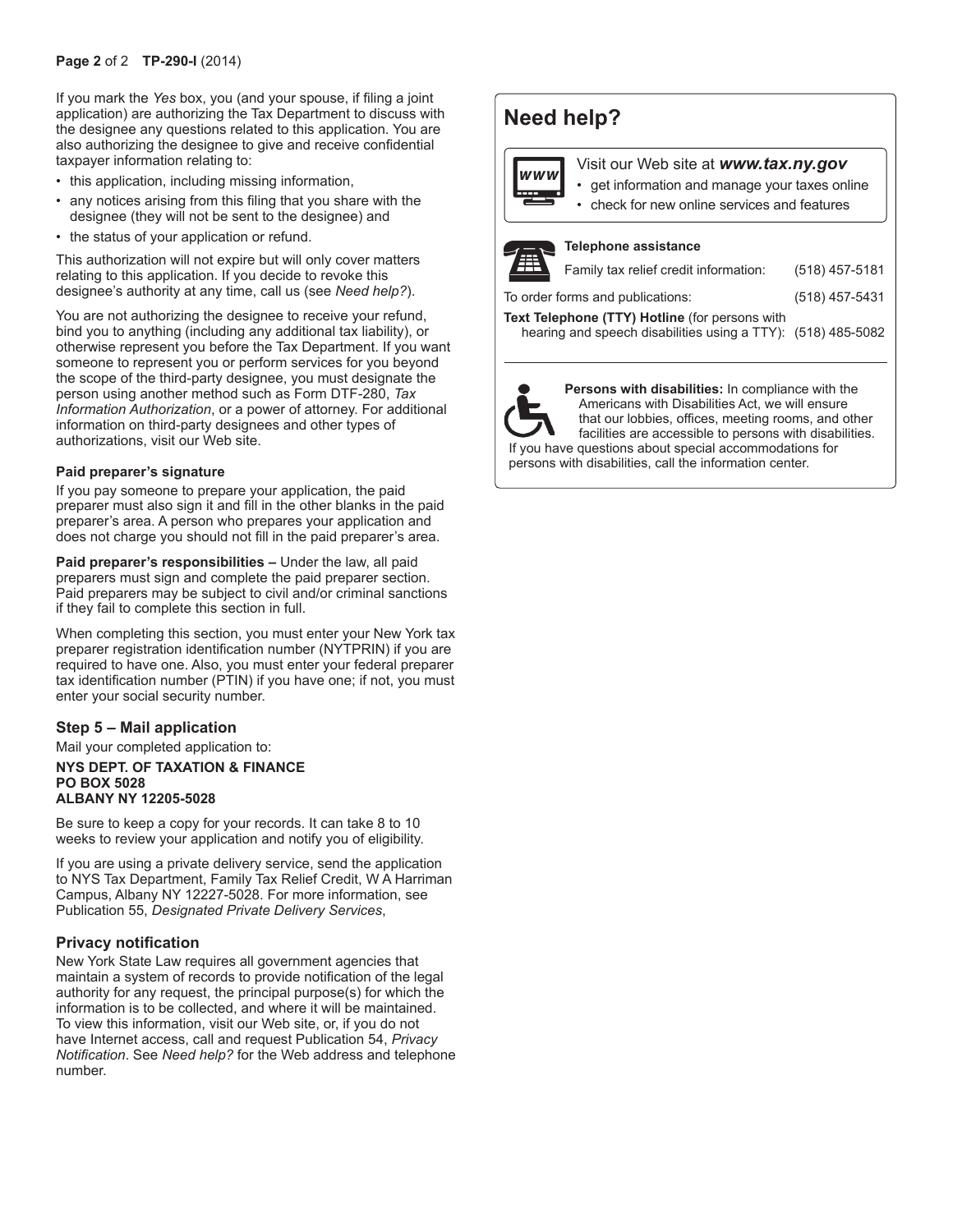If you mark the *Yes* box, you (and your spouse, if filing a joint application) are authorizing the Tax Department to discuss with the designee any questions related to this application. You are also authorizing the designee to give and receive confidential taxpayer information relating to:

- this application, including missing information,
- any notices arising from this filing that you share with the designee (they will not be sent to the designee) and
- the status of your application or refund.

This authorization will not expire but will only cover matters relating to this application. If you decide to revoke this designee's authority at any time, call us (see *Need help?*).

You are not authorizing the designee to receive your refund, bind you to anything (including any additional tax liability), or otherwise represent you before the Tax Department. If you want someone to represent you or perform services for you beyond the scope of the third-party designee, you must designate the person using another method such as Form DTF-280, *Tax Information Authorization*, or a power of attorney. For additional information on third-party designees and other types of authorizations, visit our Web site.

**Paid preparer's signature**

If you pay someone to prepare your application, the paid preparer must also sign it and fill in the other blanks in the paid preparer's area. A person who prepares your application and does not charge you should not fill in the paid preparer's area.

**Paid preparer's responsibilities –** Under the law, all paid preparers must sign and complete the paid preparer section. Paid preparers may be subject to civil and/or criminal sanctions if they fail to complete this section in full.

When completing this section, you must enter your New York tax preparer registration identification number (NYTPRIN) if you are required to have one. Also, you must enter your federal preparer tax identification number (PTIN) if you have one; if not, you must enter your social security number.

### Step 5 – Mail application

Mail your completed application to:

**NYS DEPT. OF TAXATION & FINANCE**
**PO BOX 5028**
**ALBANY NY 12205-5028**

Be sure to keep a copy for your records. It can take 8 to 10 weeks to review your application and notify you of eligibility.

If you are using a private delivery service, send the application to NYS Tax Department, Family Tax Relief Credit, W A Harriman Campus, Albany NY 12227-5028. For more information, see Publication 55, *Designated Private Delivery Services*,

### Privacy notification

New York State Law requires all government agencies that maintain a system of records to provide notification of the legal authority for any request, the principal purpose(s) for which the information is to be collected, and where it will be maintained. To view this information, visit our Web site, or, if you do not have Internet access, call and request Publication 54, *Privacy Notification*. See *Need help?* for the Web address and telephone number.

## Need help?

Visit our Web site at ***www.tax.ny.gov***

- get information and manage your taxes online
- check for new online services and features

**Telephone assistance**

Family tax relief credit information: (518) 457-5181

To order forms and publications: (518) 457-5431

**Text Telephone (TTY) Hotline** (for persons with hearing and speech disabilities using a TTY): (518) 485-5082

**Persons with disabilities:** In compliance with the Americans with Disabilities Act, we will ensure that our lobbies, offices, meeting rooms, and other facilities are accessible to persons with disabilities. If you have questions about special accommodations for persons with disabilities, call the information center.